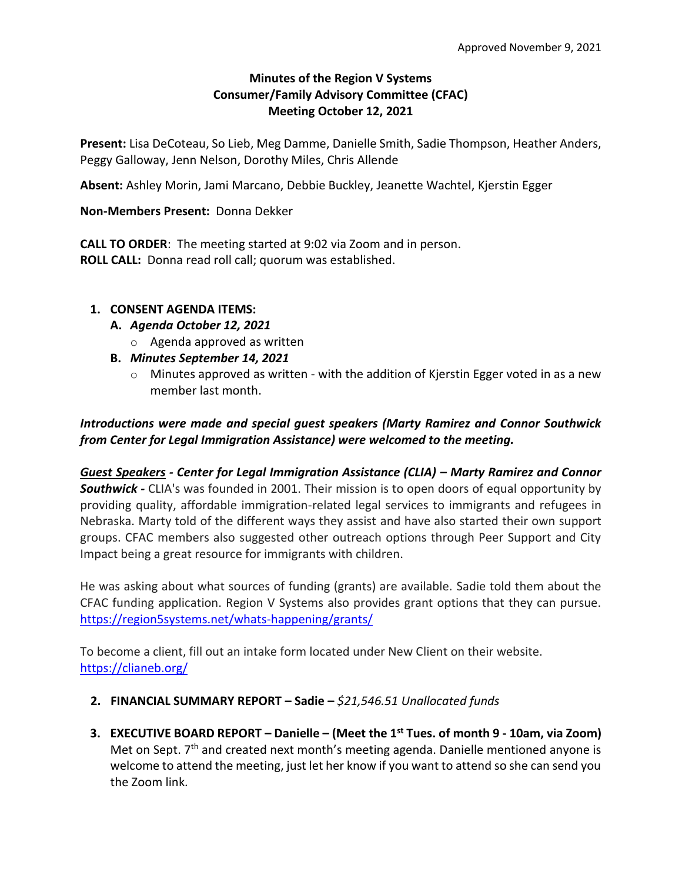Approved November 9, 2021

# Minutes of the Region V Systems Consumer/Family Advisory Committee (CFAC) Meeting October 12, 2021

**Present:** Lisa DeCoteau, So Lieb, Meg Damme, Danielle Smith, Sadie Thompson, Heather Anders, Peggy Galloway, Jenn Nelson, Dorothy Miles, Chris Allende

**Absent:** Ashley Morin, Jami Marcano, Debbie Buckley, Jeanette Wachtel, Kjerstin Egger

**Non-Members Present:** Donna Dekker

**CALL TO ORDER**: The meeting started at 9:02 via Zoom and in person.
**ROLL CALL:** Donna read roll call; quorum was established.

1. **CONSENT AGENDA ITEMS:**
   - **A.** ***Agenda October 12, 2021***
     - Agenda approved as written
   - **B.** ***Minutes September 14, 2021***
     - Minutes approved as written - with the addition of Kjerstin Egger voted in as a new member last month.

***Introductions were made and special guest speakers (Marty Ramirez and Connor Southwick from Center for Legal Immigration Assistance) were welcomed to the meeting.***

***<u>Guest Speakers</u> - Center for Legal Immigration Assistance (CLIA) – Marty Ramirez and Connor Southwick -*** CLIA's was founded in 2001. Their mission is to open doors of equal opportunity by providing quality, affordable immigration-related legal services to immigrants and refugees in Nebraska. Marty told of the different ways they assist and have also started their own support groups. CFAC members also suggested other outreach options through Peer Support and City Impact being a great resource for immigrants with children.

He was asking about what sources of funding (grants) are available. Sadie told them about the CFAC funding application. Region V Systems also provides grant options that they can pursue. https://region5systems.net/whats-happening/grants/

To become a client, fill out an intake form located under New Client on their website. https://clianeb.org/

2. **FINANCIAL SUMMARY REPORT – Sadie –** *$21,546.51 Unallocated funds*

3. **EXECUTIVE BOARD REPORT – Danielle – (Meet the 1st Tues. of month 9 - 10am, via Zoom)** Met on Sept. 7th and created next month's meeting agenda. Danielle mentioned anyone is welcome to attend the meeting, just let her know if you want to attend so she can send you the Zoom link.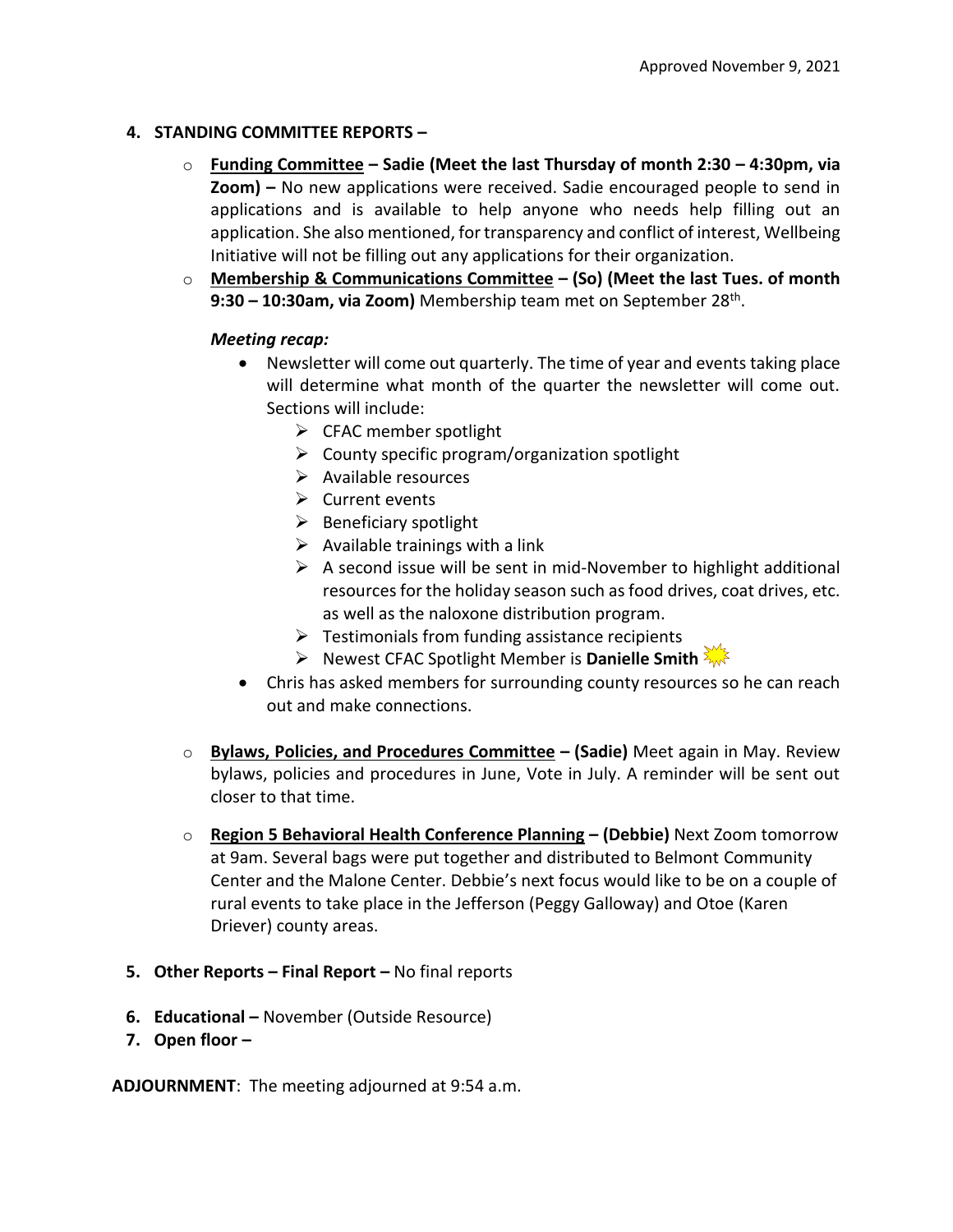Approved November 9, 2021

4. **STANDING COMMITTEE REPORTS –**

   - **Funding Committee – Sadie (Meet the last Thursday of month 2:30 – 4:30pm, via Zoom) –** No new applications were received. Sadie encouraged people to send in applications and is available to help anyone who needs help filling out an application. She also mentioned, for transparency and conflict of interest, Wellbeing Initiative will not be filling out any applications for their organization.
   - **Membership & Communications Committee – (So) (Meet the last Tues. of month 9:30 – 10:30am, via Zoom)** Membership team met on September 28th.

     ***Meeting recap:***

     - Newsletter will come out quarterly. The time of year and events taking place will determine what month of the quarter the newsletter will come out. Sections will include:
       - CFAC member spotlight
       - County specific program/organization spotlight
       - Available resources
       - Current events
       - Beneficiary spotlight
       - Available trainings with a link
       - A second issue will be sent in mid-November to highlight additional resources for the holiday season such as food drives, coat drives, etc. as well as the naloxone distribution program.
       - Testimonials from funding assistance recipients
       - Newest CFAC Spotlight Member is **Danielle Smith**
     - Chris has asked members for surrounding county resources so he can reach out and make connections.

   - **Bylaws, Policies, and Procedures Committee – (Sadie)** Meet again in May. Review bylaws, policies and procedures in June, Vote in July. A reminder will be sent out closer to that time.

   - **Region 5 Behavioral Health Conference Planning – (Debbie)** Next Zoom tomorrow at 9am. Several bags were put together and distributed to Belmont Community Center and the Malone Center. Debbie's next focus would like to be on a couple of rural events to take place in the Jefferson (Peggy Galloway) and Otoe (Karen Driever) county areas.

5. **Other Reports – Final Report –** No final reports

6. **Educational –** November (Outside Resource)
7. **Open floor –**

**ADJOURNMENT**: The meeting adjourned at 9:54 a.m.